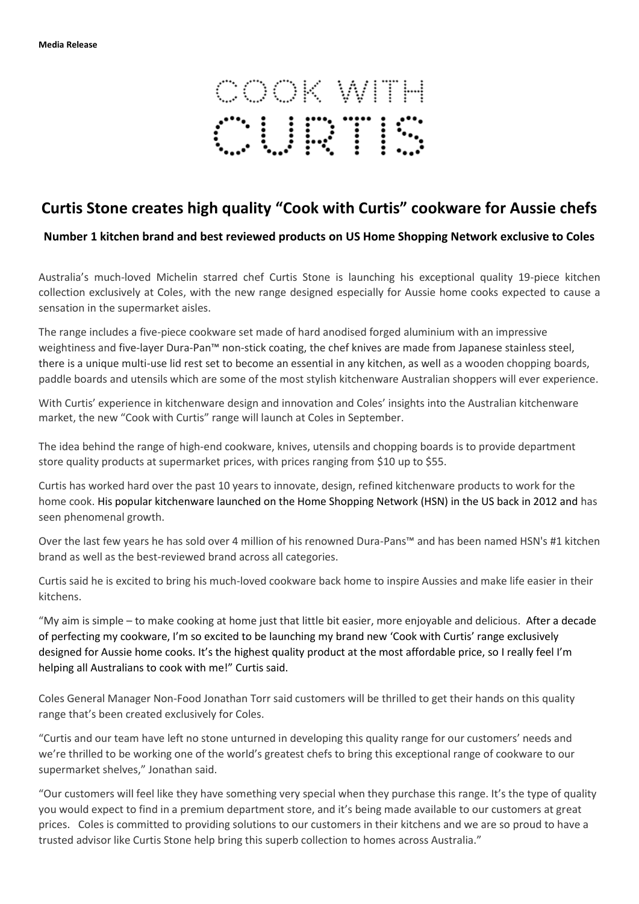**Media Release**

COOK WITH

CURTIS

## Curtis Stone creates high quality "Cook with Curtis" cookware for Aussie chefs

### Number 1 kitchen brand and best reviewed products on US Home Shopping Network exclusive to Coles

Australia's much-loved Michelin starred chef Curtis Stone is launching his exceptional quality 19-piece kitchen collection exclusively at Coles, with the new range designed especially for Aussie home cooks expected to cause a sensation in the supermarket aisles.

The range includes a five-piece cookware set made of hard anodised forged aluminium with an impressive weightiness and five-layer Dura-Pan™ non-stick coating, the chef knives are made from Japanese stainless steel, there is a unique multi-use lid rest set to become an essential in any kitchen, as well as a wooden chopping boards, paddle boards and utensils which are some of the most stylish kitchenware Australian shoppers will ever experience.

With Curtis' experience in kitchenware design and innovation and Coles' insights into the Australian kitchenware market, the new "Cook with Curtis" range will launch at Coles in September.

The idea behind the range of high-end cookware, knives, utensils and chopping boards is to provide department store quality products at supermarket prices, with prices ranging from $10 up to $55.

Curtis has worked hard over the past 10 years to innovate, design, refined kitchenware products to work for the home cook. His popular kitchenware launched on the Home Shopping Network (HSN) in the US back in 2012 and has seen phenomenal growth.

Over the last few years he has sold over 4 million of his renowned Dura-Pans™ and has been named HSN's #1 kitchen brand as well as the best-reviewed brand across all categories.

Curtis said he is excited to bring his much-loved cookware back home to inspire Aussies and make life easier in their kitchens.

"My aim is simple – to make cooking at home just that little bit easier, more enjoyable and delicious. After a decade of perfecting my cookware, I'm so excited to be launching my brand new 'Cook with Curtis' range exclusively designed for Aussie home cooks. It's the highest quality product at the most affordable price, so I really feel I'm helping all Australians to cook with me!" Curtis said.

Coles General Manager Non-Food Jonathan Torr said customers will be thrilled to get their hands on this quality range that's been created exclusively for Coles.

"Curtis and our team have left no stone unturned in developing this quality range for our customers' needs and we're thrilled to be working one of the world's greatest chefs to bring this exceptional range of cookware to our supermarket shelves," Jonathan said.

"Our customers will feel like they have something very special when they purchase this range. It's the type of quality you would expect to find in a premium department store, and it's being made available to our customers at great prices. Coles is committed to providing solutions to our customers in their kitchens and we are so proud to have a trusted advisor like Curtis Stone help bring this superb collection to homes across Australia."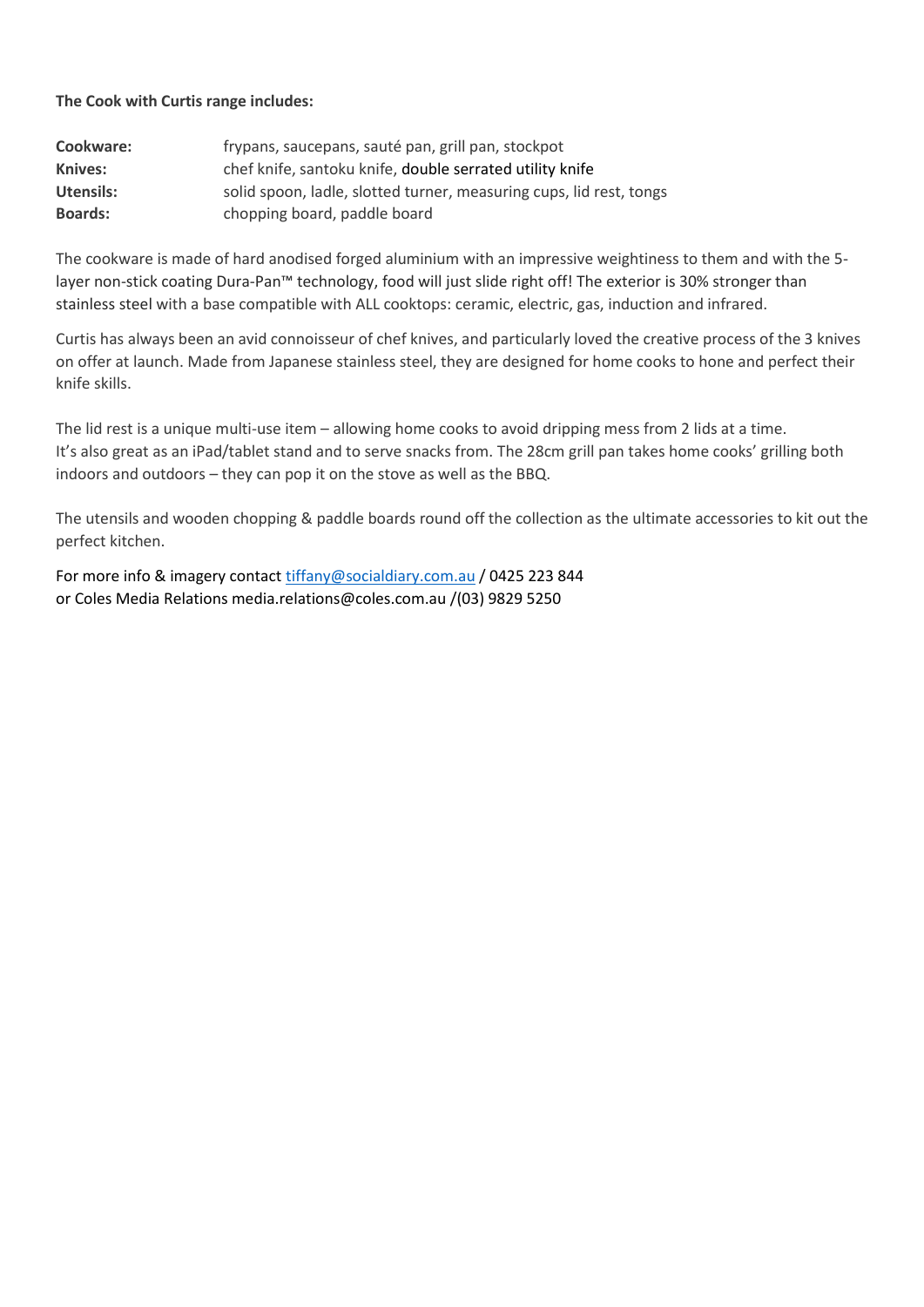**The Cook with Curtis range includes:**

| | |
|---|---|
| **Cookware:** | frypans, saucepans, sauté pan, grill pan, stockpot |
| **Knives:** | chef knife, santoku knife, double serrated utility knife |
| **Utensils:** | solid spoon, ladle, slotted turner, measuring cups, lid rest, tongs |
| **Boards:** | chopping board, paddle board |

The cookware is made of hard anodised forged aluminium with an impressive weightiness to them and with the 5-layer non-stick coating Dura-Pan™ technology, food will just slide right off! The exterior is 30% stronger than stainless steel with a base compatible with ALL cooktops: ceramic, electric, gas, induction and infrared.

Curtis has always been an avid connoisseur of chef knives, and particularly loved the creative process of the 3 knives on offer at launch. Made from Japanese stainless steel, they are designed for home cooks to hone and perfect their knife skills.

The lid rest is a unique multi-use item – allowing home cooks to avoid dripping mess from 2 lids at a time. It's also great as an iPad/tablet stand and to serve snacks from. The 28cm grill pan takes home cooks' grilling both indoors and outdoors – they can pop it on the stove as well as the BBQ.

The utensils and wooden chopping & paddle boards round off the collection as the ultimate accessories to kit out the perfect kitchen.

For more info & imagery contact tiffany@socialdiary.com.au / 0425 223 844
or Coles Media Relations media.relations@coles.com.au /(03) 9829 5250